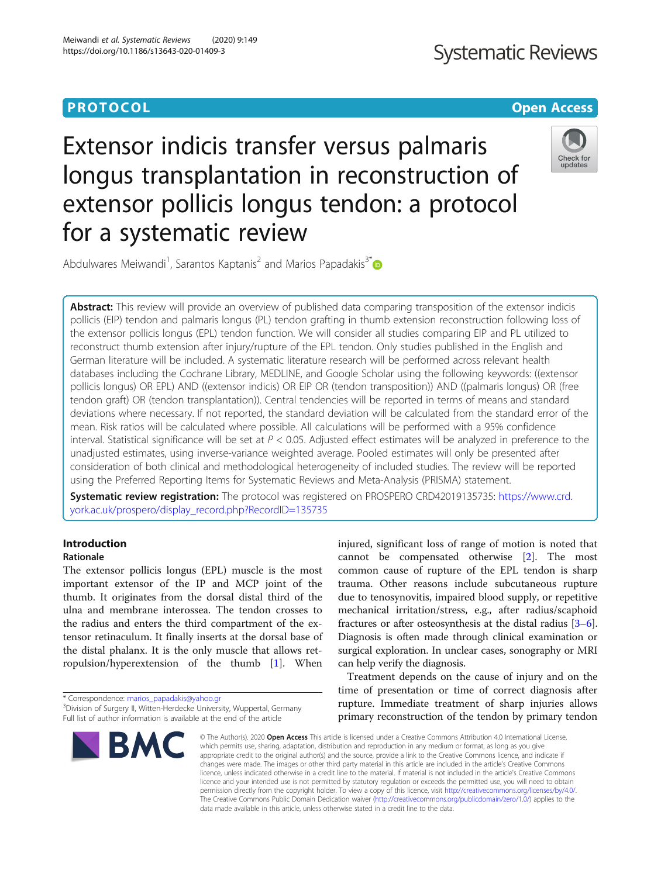PROTOCOL

Open Access

# Extensor indicis transfer versus palmaris longus transplantation in reconstruction of extensor pollicis longus tendon: a protocol for a systematic review

Abdulwares Meiwandi[1], Sarantos Kaptanis[2] and Marios Papadakis[3*]

**Abstract:** This review will provide an overview of published data comparing transposition of the extensor indicis pollicis (EIP) tendon and palmaris longus (PL) tendon grafting in thumb extension reconstruction following loss of the extensor pollicis longus (EPL) tendon function. We will consider all studies comparing EIP and PL utilized to reconstruct thumb extension after injury/rupture of the EPL tendon. Only studies published in the English and German literature will be included. A systematic literature research will be performed across relevant health databases including the Cochrane Library, MEDLINE, and Google Scholar using the following keywords: ((extensor pollicis longus) OR EPL) AND ((extensor indicis) OR EIP OR (tendon transposition)) AND ((palmaris longus) OR (free tendon graft) OR (tendon transplantation)). Central tendencies will be reported in terms of means and standard deviations where necessary. If not reported, the standard deviation will be calculated from the standard error of the mean. Risk ratios will be calculated where possible. All calculations will be performed with a 95% confidence interval. Statistical significance will be set at $P < 0.05$. Adjusted effect estimates will be analyzed in preference to the unadjusted estimates, using inverse-variance weighted average. Pooled estimates will only be presented after consideration of both clinical and methodological heterogeneity of included studies. The review will be reported using the Preferred Reporting Items for Systematic Reviews and Meta-Analysis (PRISMA) statement.

**Systematic review registration:** The protocol was registered on PROSPERO CRD42019135735: https://www.crd.york.ac.uk/prospero/display_record.php?RecordID=135735

## Introduction

### Rationale

The extensor pollicis longus (EPL) muscle is the most important extensor of the IP and MCP joint of the thumb. It originates from the dorsal distal third of the ulna and membrane interossea. The tendon crosses to the radius and enters the third compartment of the extensor retinaculum. It finally inserts at the dorsal base of the distal phalanx. It is the only muscle that allows retropulsion/hyperextension of the thumb [1]. When injured, significant loss of range of motion is noted that cannot be compensated otherwise [2]. The most common cause of rupture of the EPL tendon is sharp trauma. Other reasons include subcutaneous rupture due to tenosynovitis, impaired blood supply, or repetitive mechanical irritation/stress, e.g., after radius/scaphoid fractures or after osteosynthesis at the distal radius [3–6]. Diagnosis is often made through clinical examination or surgical exploration. In unclear cases, sonography or MRI can help verify the diagnosis.

Treatment depends on the cause of injury and on the time of presentation or time of correct diagnosis after rupture. Immediate treatment of sharp injuries allows primary reconstruction of the tendon by primary tendon

\* Correspondence: marios_papadakis@yahoo.gr
[3]Division of Surgery II, Witten-Herdecke University, Wuppertal, Germany
Full list of author information is available at the end of the article

© The Author(s). 2020 **Open Access** This article is licensed under a Creative Commons Attribution 4.0 International License, which permits use, sharing, adaptation, distribution and reproduction in any medium or format, as long as you give appropriate credit to the original author(s) and the source, provide a link to the Creative Commons licence, and indicate if changes were made. The images or other third party material in this article are included in the article's Creative Commons licence, unless indicated otherwise in a credit line to the material. If material is not included in the article's Creative Commons licence and your intended use is not permitted by statutory regulation or exceeds the permitted use, you will need to obtain permission directly from the copyright holder. To view a copy of this licence, visit http://creativecommons.org/licenses/by/4.0/. The Creative Commons Public Domain Dedication waiver (http://creativecommons.org/publicdomain/zero/1.0/) applies to the data made available in this article, unless otherwise stated in a credit line to the data.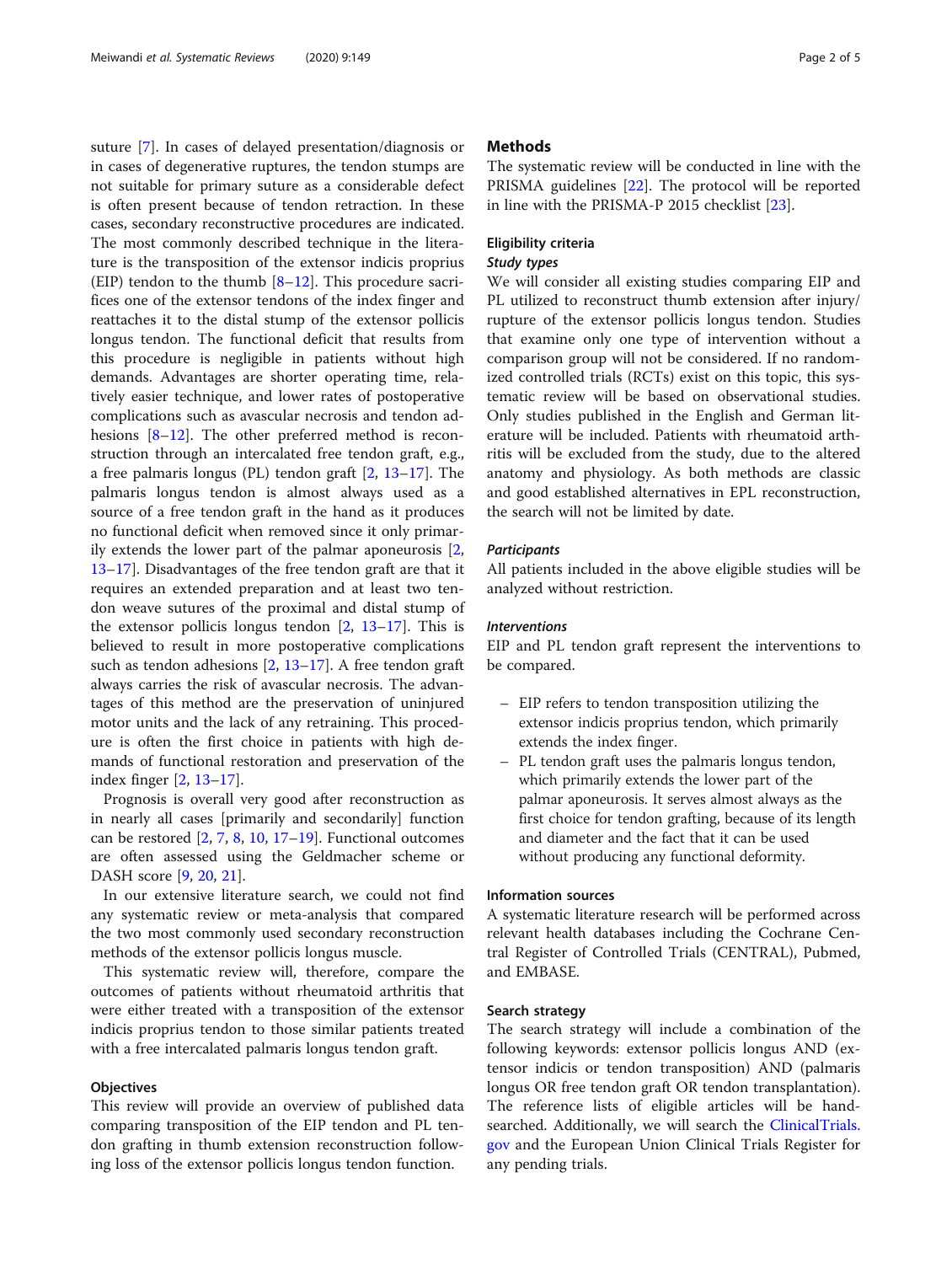suture [7]. In cases of delayed presentation/diagnosis or in cases of degenerative ruptures, the tendon stumps are not suitable for primary suture as a considerable defect is often present because of tendon retraction. In these cases, secondary reconstructive procedures are indicated. The most commonly described technique in the literature is the transposition of the extensor indicis proprius (EIP) tendon to the thumb [8–12]. This procedure sacrifices one of the extensor tendons of the index finger and reattaches it to the distal stump of the extensor pollicis longus tendon. The functional deficit that results from this procedure is negligible in patients without high demands. Advantages are shorter operating time, relatively easier technique, and lower rates of postoperative complications such as avascular necrosis and tendon adhesions [8–12]. The other preferred method is reconstruction through an intercalated free tendon graft, e.g., a free palmaris longus (PL) tendon graft [2, 13–17]. The palmaris longus tendon is almost always used as a source of a free tendon graft in the hand as it produces no functional deficit when removed since it only primarily extends the lower part of the palmar aponeurosis [2, 13–17]. Disadvantages of the free tendon graft are that it requires an extended preparation and at least two tendon weave sutures of the proximal and distal stump of the extensor pollicis longus tendon [2, 13–17]. This is believed to result in more postoperative complications such as tendon adhesions [2, 13–17]. A free tendon graft always carries the risk of avascular necrosis. The advantages of this method are the preservation of uninjured motor units and the lack of any retraining. This procedure is often the first choice in patients with high demands of functional restoration and preservation of the index finger [2, 13–17].

Prognosis is overall very good after reconstruction as in nearly all cases [primarily and secondarily] function can be restored [2, 7, 8, 10, 17–19]. Functional outcomes are often assessed using the Geldmacher scheme or DASH score [9, 20, 21].

In our extensive literature search, we could not find any systematic review or meta-analysis that compared the two most commonly used secondary reconstruction methods of the extensor pollicis longus muscle.

This systematic review will, therefore, compare the outcomes of patients without rheumatoid arthritis that were either treated with a transposition of the extensor indicis proprius tendon to those similar patients treated with a free intercalated palmaris longus tendon graft.

### Objectives

This review will provide an overview of published data comparing transposition of the EIP tendon and PL tendon grafting in thumb extension reconstruction following loss of the extensor pollicis longus tendon function.

## Methods

The systematic review will be conducted in line with the PRISMA guidelines [22]. The protocol will be reported in line with the PRISMA-P 2015 checklist [23].

### Eligibility criteria

#### *Study types*

We will consider all existing studies comparing EIP and PL utilized to reconstruct thumb extension after injury/rupture of the extensor pollicis longus tendon. Studies that examine only one type of intervention without a comparison group will not be considered. If no randomized controlled trials (RCTs) exist on this topic, this systematic review will be based on observational studies. Only studies published in the English and German literature will be included. Patients with rheumatoid arthritis will be excluded from the study, due to the altered anatomy and physiology. As both methods are classic and good established alternatives in EPL reconstruction, the search will not be limited by date.

#### *Participants*

All patients included in the above eligible studies will be analyzed without restriction.

#### *Interventions*

EIP and PL tendon graft represent the interventions to be compared.

- EIP refers to tendon transposition utilizing the extensor indicis proprius tendon, which primarily extends the index finger.
- PL tendon graft uses the palmaris longus tendon, which primarily extends the lower part of the palmar aponeurosis. It serves almost always as the first choice for tendon grafting, because of its length and diameter and the fact that it can be used without producing any functional deformity.

### Information sources

A systematic literature research will be performed across relevant health databases including the Cochrane Central Register of Controlled Trials (CENTRAL), Pubmed, and EMBASE.

### Search strategy

The search strategy will include a combination of the following keywords: extensor pollicis longus AND (extensor indicis or tendon transposition) AND (palmaris longus OR free tendon graft OR tendon transplantation). The reference lists of eligible articles will be hand-searched. Additionally, we will search the ClinicalTrials.gov and the European Union Clinical Trials Register for any pending trials.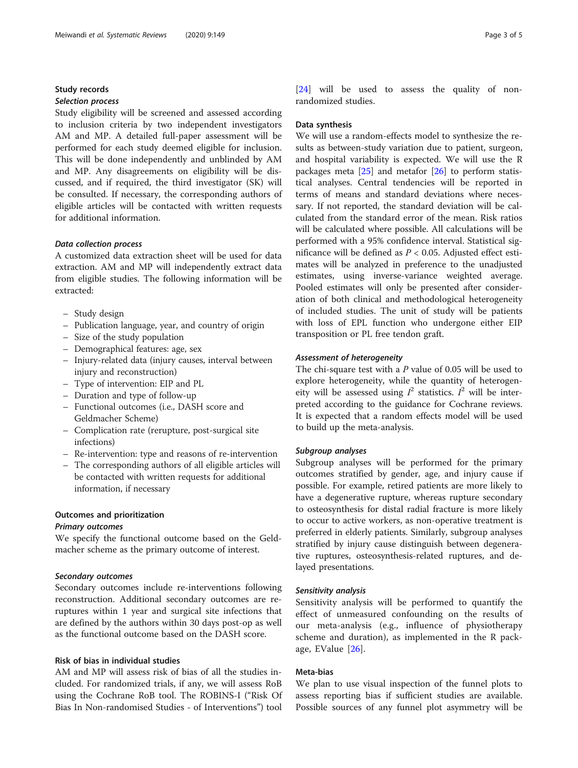## Study records

### Selection process

Study eligibility will be screened and assessed according to inclusion criteria by two independent investigators AM and MP. A detailed full-paper assessment will be performed for each study deemed eligible for inclusion. This will be done independently and unblinded by AM and MP. Any disagreements on eligibility will be discussed, and if required, the third investigator (SK) will be consulted. If necessary, the corresponding authors of eligible articles will be contacted with written requests for additional information.

### Data collection process

A customized data extraction sheet will be used for data extraction. AM and MP will independently extract data from eligible studies. The following information will be extracted:

- Study design
- Publication language, year, and country of origin
- Size of the study population
- Demographical features: age, sex
- Injury-related data (injury causes, interval between injury and reconstruction)
- Type of intervention: EIP and PL
- Duration and type of follow-up
- Functional outcomes (i.e., DASH score and Geldmacher Scheme)
- Complication rate (rerupture, post-surgical site infections)
- Re-intervention: type and reasons of re-intervention
- The corresponding authors of all eligible articles will be contacted with written requests for additional information, if necessary

## Outcomes and prioritization

### Primary outcomes

We specify the functional outcome based on the Geldmacher scheme as the primary outcome of interest.

### Secondary outcomes

Secondary outcomes include re-interventions following reconstruction. Additional secondary outcomes are re-ruptures within 1 year and surgical site infections that are defined by the authors within 30 days post-op as well as the functional outcome based on the DASH score.

## Risk of bias in individual studies

AM and MP will assess risk of bias of all the studies included. For randomized trials, if any, we will assess RoB using the Cochrane RoB tool. The ROBINS-I ("Risk Of Bias In Non-randomised Studies - of Interventions") tool [24] will be used to assess the quality of non-randomized studies.

## Data synthesis

We will use a random-effects model to synthesize the results as between-study variation due to patient, surgeon, and hospital variability is expected. We will use the R packages meta [25] and metafor [26] to perform statistical analyses. Central tendencies will be reported in terms of means and standard deviations where necessary. If not reported, the standard deviation will be calculated from the standard error of the mean. Risk ratios will be calculated where possible. All calculations will be performed with a 95% confidence interval. Statistical significance will be defined as $P < 0.05$. Adjusted effect estimates will be analyzed in preference to the unadjusted estimates, using inverse-variance weighted average. Pooled estimates will only be presented after consideration of both clinical and methodological heterogeneity of included studies. The unit of study will be patients with loss of EPL function who undergone either EIP transposition or PL free tendon graft.

### Assessment of heterogeneity

The chi-square test with a $P$ value of 0.05 will be used to explore heterogeneity, while the quantity of heterogeneity will be assessed using $I^2$ statistics. $I^2$ will be interpreted according to the guidance for Cochrane reviews. It is expected that a random effects model will be used to build up the meta-analysis.

### Subgroup analyses

Subgroup analyses will be performed for the primary outcomes stratified by gender, age, and injury cause if possible. For example, retired patients are more likely to have a degenerative rupture, whereas rupture secondary to osteosynthesis for distal radial fracture is more likely to occur to active workers, as non-operative treatment is preferred in elderly patients. Similarly, subgroup analyses stratified by injury cause distinguish between degenerative ruptures, osteosynthesis-related ruptures, and delayed presentations.

### Sensitivity analysis

Sensitivity analysis will be performed to quantify the effect of unmeasured confounding on the results of our meta-analysis (e.g., influence of physiotherapy scheme and duration), as implemented in the R package, EValue [26].

## Meta-bias

We plan to use visual inspection of the funnel plots to assess reporting bias if sufficient studies are available. Possible sources of any funnel plot asymmetry will be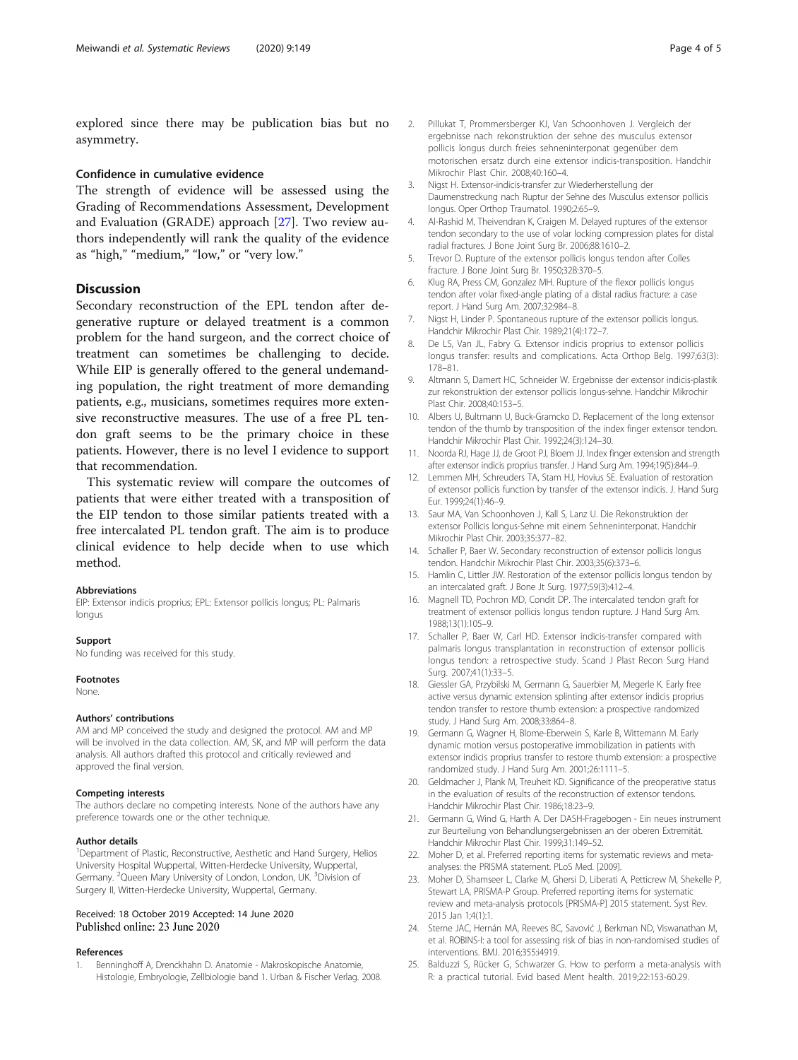explored since there may be publication bias but no asymmetry.

### Confidence in cumulative evidence

The strength of evidence will be assessed using the Grading of Recommendations Assessment, Development and Evaluation (GRADE) approach [27]. Two review authors independently will rank the quality of the evidence as "high," "medium," "low," or "very low."

## Discussion

Secondary reconstruction of the EPL tendon after degenerative rupture or delayed treatment is a common problem for the hand surgeon, and the correct choice of treatment can sometimes be challenging to decide. While EIP is generally offered to the general undemanding population, the right treatment of more demanding patients, e.g., musicians, sometimes requires more extensive reconstructive measures. The use of a free PL tendon graft seems to be the primary choice in these patients. However, there is no level I evidence to support that recommendation.

This systematic review will compare the outcomes of patients that were either treated with a transposition of the EIP tendon to those similar patients treated with a free intercalated PL tendon graft. The aim is to produce clinical evidence to help decide when to use which method.

#### Abbreviations

EIP: Extensor indicis proprius; EPL: Extensor pollicis longus; PL: Palmaris longus

#### Support

No funding was received for this study.

#### Footnotes

None.

#### Authors' contributions

AM and MP conceived the study and designed the protocol. AM and MP will be involved in the data collection. AM, SK, and MP will perform the data analysis. All authors drafted this protocol and critically reviewed and approved the final version.

#### Competing interests

The authors declare no competing interests. None of the authors have any preference towards one or the other technique.

#### Author details

[1]Department of Plastic, Reconstructive, Aesthetic and Hand Surgery, Helios University Hospital Wuppertal, Witten-Herdecke University, Wuppertal, Germany. [2]Queen Mary University of London, London, UK. [3]Division of Surgery II, Witten-Herdecke University, Wuppertal, Germany.

Received: 18 October 2019 Accepted: 14 June 2020
Published online: 23 June 2020

#### References

1. Benninghoff A, Drenckhahn D. Anatomie - Makroskopische Anatomie, Histologie, Embryologie, Zellbiologie band 1. Urban & Fischer Verlag. 2008.
2. Pillukat T, Prommersberger KJ, Van Schoonhoven J. Vergleich der ergebnisse nach rekonstruktion der sehne des musculus extensor pollicis longus durch freies sehneninterponat gegenüber dem motorischen ersatz durch eine extensor indicis-transposition. Handchir Mikrochir Plast Chir. 2008;40:160–4.
3. Nigst H. Extensor-indicis-transfer zur Wiederherstellung der Daumenstreckung nach Ruptur der Sehne des Musculus extensor pollicis longus. Oper Orthop Traumatol. 1990;2:65–9.
4. Al-Rashid M, Theivendran K, Craigen M. Delayed ruptures of the extensor tendon secondary to the use of volar locking compression plates for distal radial fractures. J Bone Joint Surg Br. 2006;88:1610–2.
5. Trevor D. Rupture of the extensor pollicis longus tendon after Colles fracture. J Bone Joint Surg Br. 1950;32B:370–5.
6. Klug RA, Press CM, Gonzalez MH. Rupture of the flexor pollicis longus tendon after volar fixed-angle plating of a distal radius fracture: a case report. J Hand Surg Am. 2007;32:984–8.
7. Nigst H, Linder P. Spontaneous rupture of the extensor pollicis longus. Handchir Mikrochir Plast Chir. 1989;21(4):172–7.
8. De LS, Van JL, Fabry G. Extensor indicis proprius to extensor pollicis longus transfer: results and complications. Acta Orthop Belg. 1997;63(3): 178–81.
9. Altmann S, Damert HC, Schneider W. Ergebnisse der extensor indicis-plastik zur rekonstruktion der extensor pollicis longus-sehne. Handchir Mikrochir Plast Chir. 2008;40:153–5.
10. Albers U, Bultmann U, Buck-Gramcko D. Replacement of the long extensor tendon of the thumb by transposition of the index finger extensor tendon. Handchir Mikrochir Plast Chir. 1992;24(3):124–30.
11. Noorda RJ, Hage JJ, de Groot PJ, Bloem JJ. Index finger extension and strength after extensor indicis proprius transfer. J Hand Surg Am. 1994;19(5):844–9.
12. Lemmen MH, Schreuders TA, Stam HJ, Hovius SE. Evaluation of restoration of extensor pollicis function by transfer of the extensor indicis. J. Hand Surg Eur. 1999;24(1):46–9.
13. Saur MA, Van Schoonhoven J, Kall S, Lanz U. Die Rekonstruktion der extensor Pollicis longus-Sehne mit einem Sehneninterponat. Handchir Mikrochir Plast Chir. 2003;35:377–82.
14. Schaller P, Baer W. Secondary reconstruction of extensor pollicis longus tendon. Handchir Mikrochir Plast Chir. 2003;35(6):373–6.
15. Hamlin C, Littler JW. Restoration of the extensor pollicis longus tendon by an intercalated graft. J Bone Jt Surg. 1977;59(3):412–4.
16. Magnell TD, Pochron MD, Condit DP. The intercalated tendon graft for treatment of extensor pollicis longus tendon rupture. J Hand Surg Am. 1988;13(1):105–9.
17. Schaller P, Baer W, Carl HD. Extensor indicis-transfer compared with palmaris longus transplantation in reconstruction of extensor pollicis longus tendon: a retrospective study. Scand J Plast Recon Surg Hand Surg. 2007;41(1):33–5.
18. Giessler GA, Przybilski M, Germann G, Sauerbier M, Megerle K. Early free active versus dynamic extension splinting after extensor indicis proprius tendon transfer to restore thumb extension: a prospective randomized study. J Hand Surg Am. 2008;33:864–8.
19. Germann G, Wagner H, Blome-Eberwein S, Karle B, Wittemann M. Early dynamic motion versus postoperative immobilization in patients with extensor indicis proprius transfer to restore thumb extension: a prospective randomized study. J Hand Surg Am. 2001;26:1111–5.
20. Geldmacher J, Plank M, Treuheit KD. Significance of the preoperative status in the evaluation of results of the reconstruction of extensor tendons. Handchir Mikrochir Plast Chir. 1986;18:23–9.
21. Germann G, Wind G, Harth A. Der DASH-Fragebogen - Ein neues instrument zur Beurteilung von Behandlungsergebnissen an der oberen Extremität. Handchir Mikrochir Plast Chir. 1999;31:149–52.
22. Moher D, et al. Preferred reporting items for systematic reviews and meta-analyses: the PRISMA statement. PLoS Med. [2009].
23. Moher D, Shamseer L, Clarke M, Ghersi D, Liberati A, Petticrew M, Shekelle P, Stewart LA, PRISMA-P Group. Preferred reporting items for systematic review and meta-analysis protocols (PRISMA-P) 2015 statement. Syst Rev. 2015 Jan 1;4(1):1.
24. Sterne JAC, Hernán MA, Reeves BC, Savović J, Berkman ND, Viswanathan M, et al. ROBINS-I: a tool for assessing risk of bias in non-randomised studies of interventions. BMJ. 2016;355:i4919.
25. Balduzzi S, Rücker G, Schwarzer G. How to perform a meta-analysis with R: a practical tutorial. Evid based Ment health. 2019;22:153-60.29.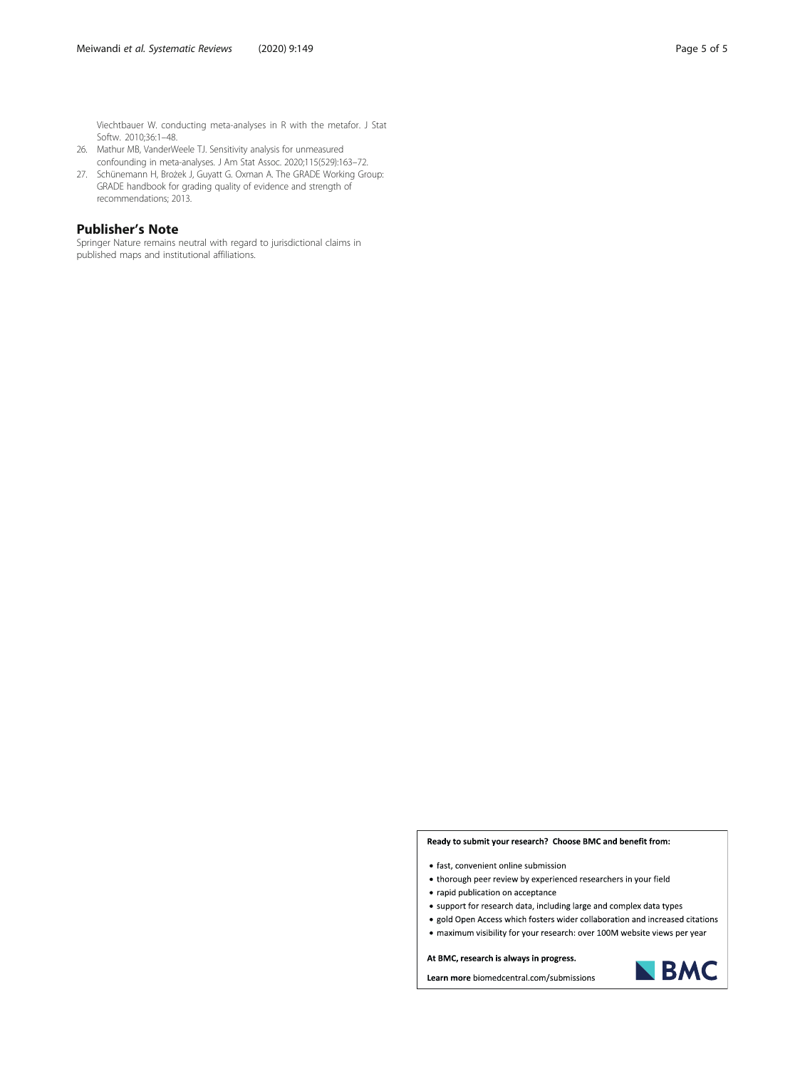Viechtbauer W. conducting meta-analyses in R with the metafor. J Stat Softw. 2010;36:1–48.

26. Mathur MB, VanderWeele TJ. Sensitivity analysis for unmeasured confounding in meta-analyses. J Am Stat Assoc. 2020;115(529):163–72.
27. Schünemann H, Brożek J, Guyatt G. Oxman A. The GRADE Working Group: GRADE handbook for grading quality of evidence and strength of recommendations; 2013.

## Publisher's Note

Springer Nature remains neutral with regard to jurisdictional claims in published maps and institutional affiliations.

**Ready to submit your research? Choose BMC and benefit from:**

- fast, convenient online submission
- thorough peer review by experienced researchers in your field
- rapid publication on acceptance
- support for research data, including large and complex data types
- gold Open Access which fosters wider collaboration and increased citations
- maximum visibility for your research: over 100M website views per year

**At BMC, research is always in progress.**

**Learn more** biomedcentral.com/submissions

BMC